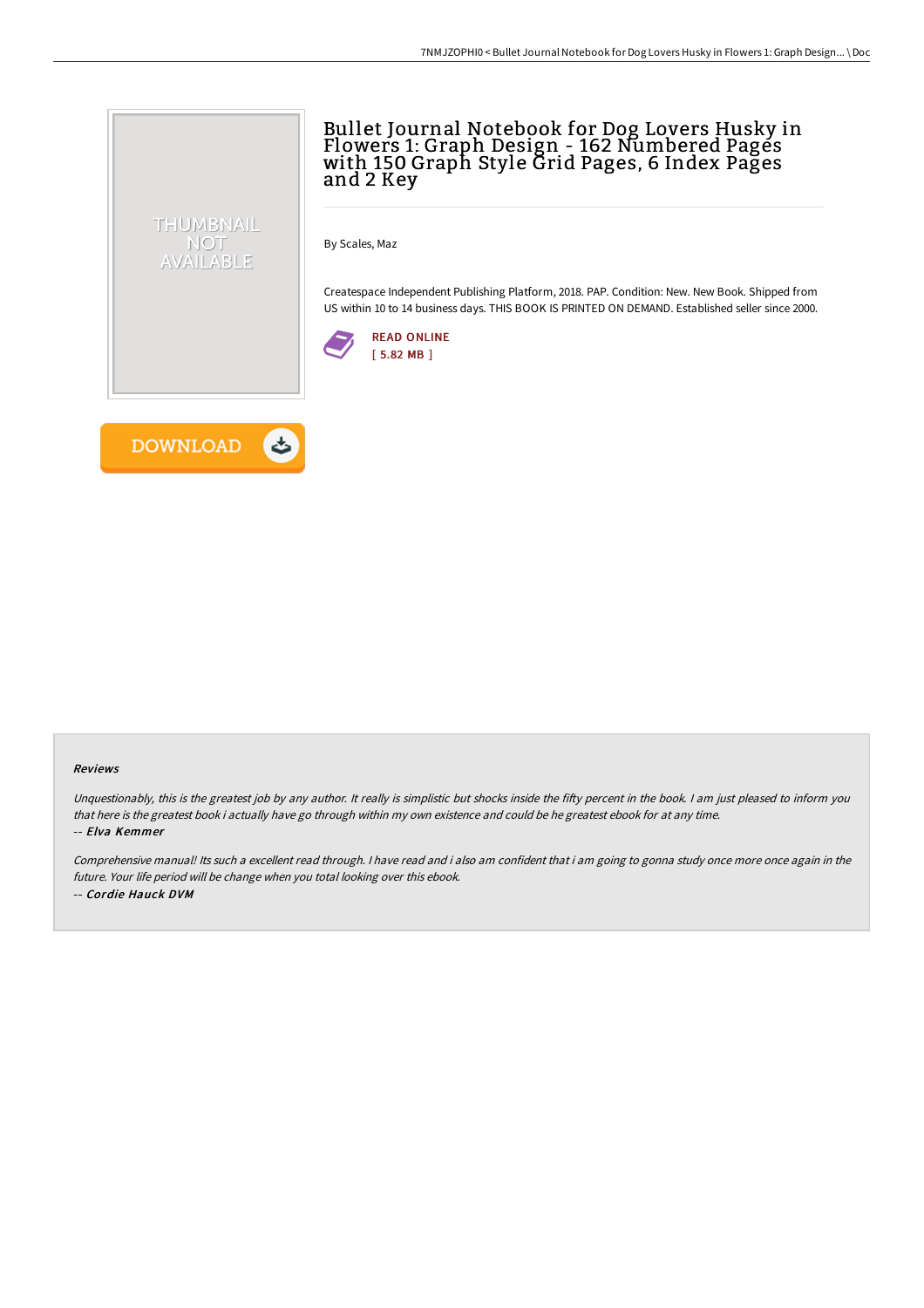# Bullet Journal Notebook for Dog Lovers Husky in Flowers 1: Graph Design - 162 Numbered Pages with 150 Graph Style Grid Pages, 6 Index Pages and 2 Key

By Scales, Maz

Createspace Independent Publishing Platform, 2018. PAP. Condition: New. New Book. Shipped from US within 10 to 14 business days. THIS BOOK IS PRINTED ON DEMAND. Established seller since 2000.

READ ONLINE
[ 5.82 MB ]

DOWNLOAD

### Reviews

*Unquestionably, this is the greatest job by any author. It really is simplistic but shocks inside the fifty percent in the book. I am just pleased to inform you that here is the greatest book i actually have go through within my own existence and could be he greatest ebook for at any time.*
-- *Elva Kemmer*

*Comprehensive manual! Its such a excellent read through. I have read and i also am confident that i am going to gonna study once more once again in the future. Your life period will be change when you total looking over this ebook.*
-- *Cordie Hauck DVM*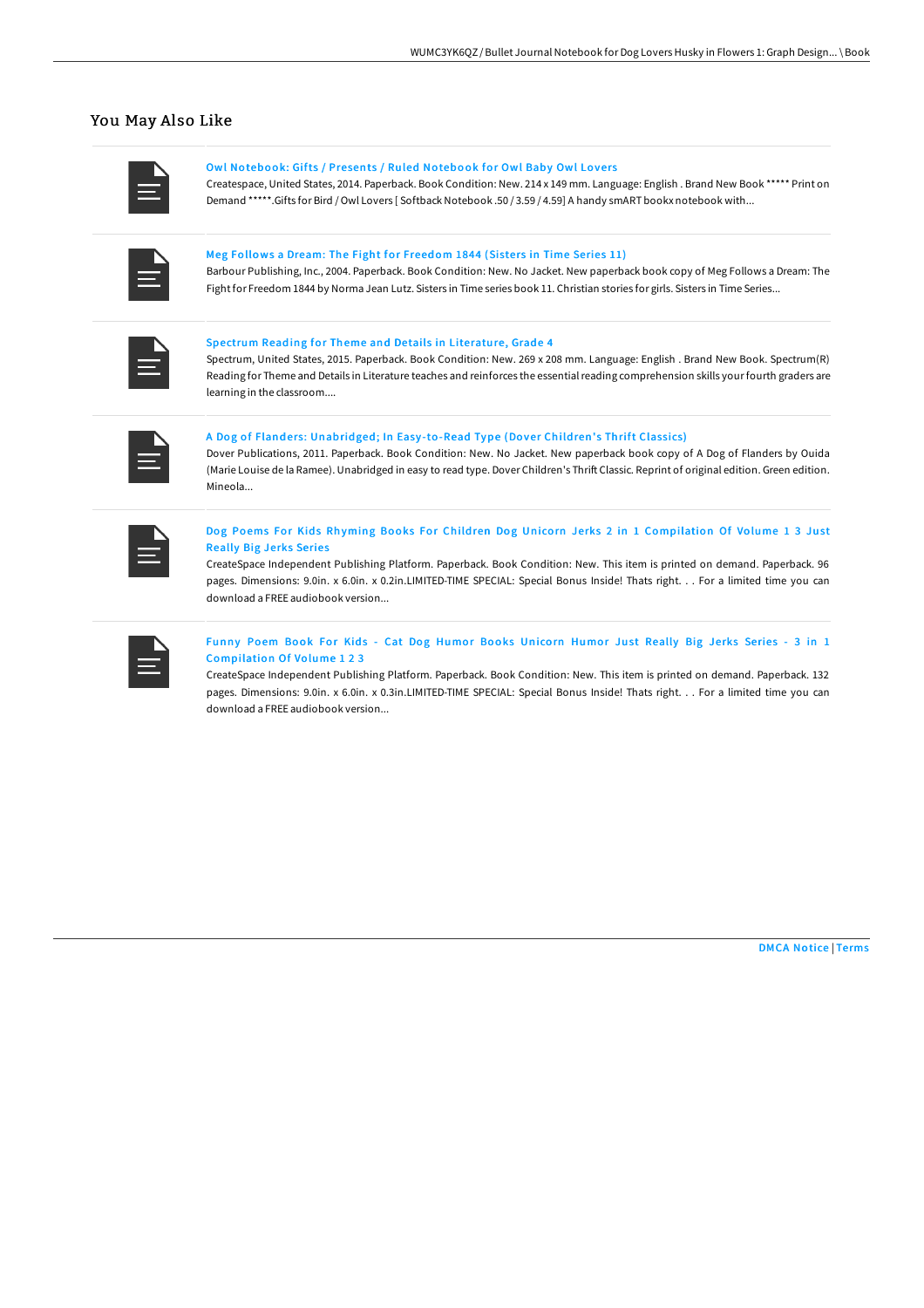## You May Also Like

**Owl Notebook: Gifts / Presents / Ruled Notebook for Owl Baby Owl Lovers**

Createspace, United States, 2014. Paperback. Book Condition: New. 214 x 149 mm. Language: English . Brand New Book ***** Print on Demand *****.Gifts for Bird / Owl Lovers [ Softback Notebook .50 / 3.59 / 4.59] A handy smART bookx notebook with...

**Meg Follows a Dream: The Fight for Freedom 1844 (Sisters in Time Series 11)**

Barbour Publishing, Inc., 2004. Paperback. Book Condition: New. No Jacket. New paperback book copy of Meg Follows a Dream: The Fight for Freedom 1844 by Norma Jean Lutz. Sisters in Time series book 11. Christian stories for girls. Sisters in Time Series...

**Spectrum Reading for Theme and Details in Literature, Grade 4**

Spectrum, United States, 2015. Paperback. Book Condition: New. 269 x 208 mm. Language: English . Brand New Book. Spectrum(R) Reading for Theme and Details in Literature teaches and reinforces the essential reading comprehension skills your fourth graders are learning in the classroom....

**A Dog of Flanders: Unabridged; In Easy-to-Read Type (Dover Children's Thrift Classics)**

Dover Publications, 2011. Paperback. Book Condition: New. No Jacket. New paperback book copy of A Dog of Flanders by Ouida (Marie Louise de la Ramee). Unabridged in easy to read type. Dover Children's Thrift Classic. Reprint of original edition. Green edition. Mineola...

**Dog Poems For Kids Rhyming Books For Children Dog Unicorn Jerks 2 in 1 Compilation Of Volume 1 3 Just Really Big Jerks Series**

CreateSpace Independent Publishing Platform. Paperback. Book Condition: New. This item is printed on demand. Paperback. 96 pages. Dimensions: 9.0in. x 6.0in. x 0.2in.LIMITED-TIME SPECIAL: Special Bonus Inside! Thats right. . . For a limited time you can download a FREE audiobook version...

**Funny Poem Book For Kids - Cat Dog Humor Books Unicorn Humor Just Really Big Jerks Series - 3 in 1 Compilation Of Volume 1 2 3**

CreateSpace Independent Publishing Platform. Paperback. Book Condition: New. This item is printed on demand. Paperback. 132 pages. Dimensions: 9.0in. x 6.0in. x 0.3in.LIMITED-TIME SPECIAL: Special Bonus Inside! Thats right. . . For a limited time you can download a FREE audiobook version...